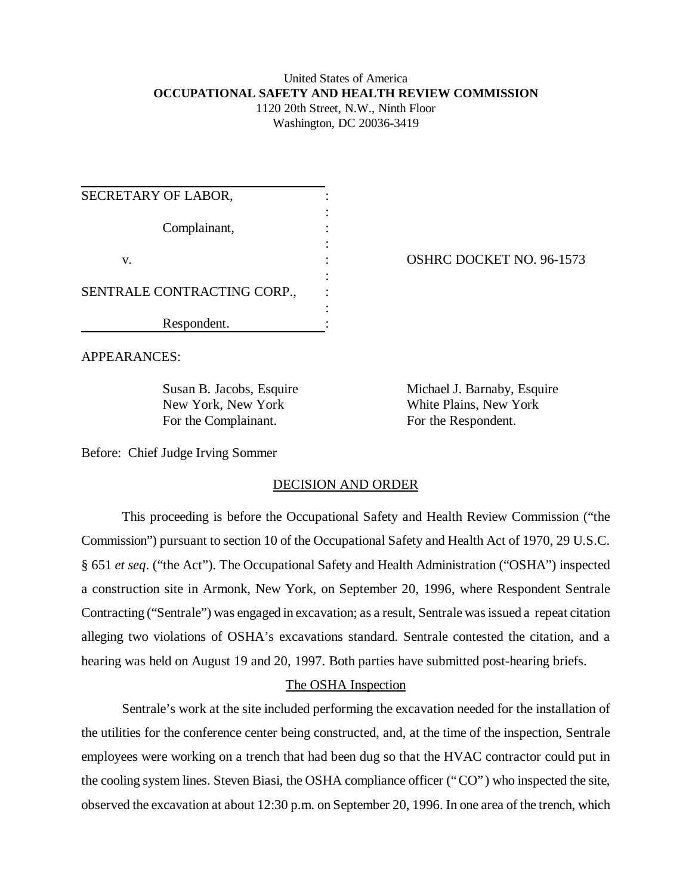United States of America
**OCCUPATIONAL SAFETY AND HEALTH REVIEW COMMISSION**
1120 20th Street, N.W., Ninth Floor
Washington, DC 20036-3419

| | |
|---|---|
| SECRETARY OF LABOR,<br><br>Complainant,<br><br>v.<br><br>SENTRALE CONTRACTING CORP.,<br><br>Respondent. | OSHRC DOCKET NO. 96-1573 |

APPEARANCES:

| | |
|---|---|
| Susan B. Jacobs, Esquire<br>New York, New York<br>For the Complainant. | Michael J. Barnaby, Esquire<br>White Plains, New York<br>For the Respondent. |

Before: Chief Judge Irving Sommer

## DECISION AND ORDER

This proceeding is before the Occupational Safety and Health Review Commission ("the Commission") pursuant to section 10 of the Occupational Safety and Health Act of 1970, 29 U.S.C. § 651 *et seq*. ("the Act"). The Occupational Safety and Health Administration ("OSHA") inspected a construction site in Armonk, New York, on September 20, 1996, where Respondent Sentrale Contracting ("Sentrale") was engaged in excavation; as a result, Sentrale was issued a repeat citation alleging two violations of OSHA's excavations standard. Sentrale contested the citation, and a hearing was held on August 19 and 20, 1997. Both parties have submitted post-hearing briefs.

## The OSHA Inspection

Sentrale's work at the site included performing the excavation needed for the installation of the utilities for the conference center being constructed, and, at the time of the inspection, Sentrale employees were working on a trench that had been dug so that the HVAC contractor could put in the cooling system lines. Steven Biasi, the OSHA compliance officer ("CO") who inspected the site, observed the excavation at about 12:30 p.m. on September 20, 1996. In one area of the trench, which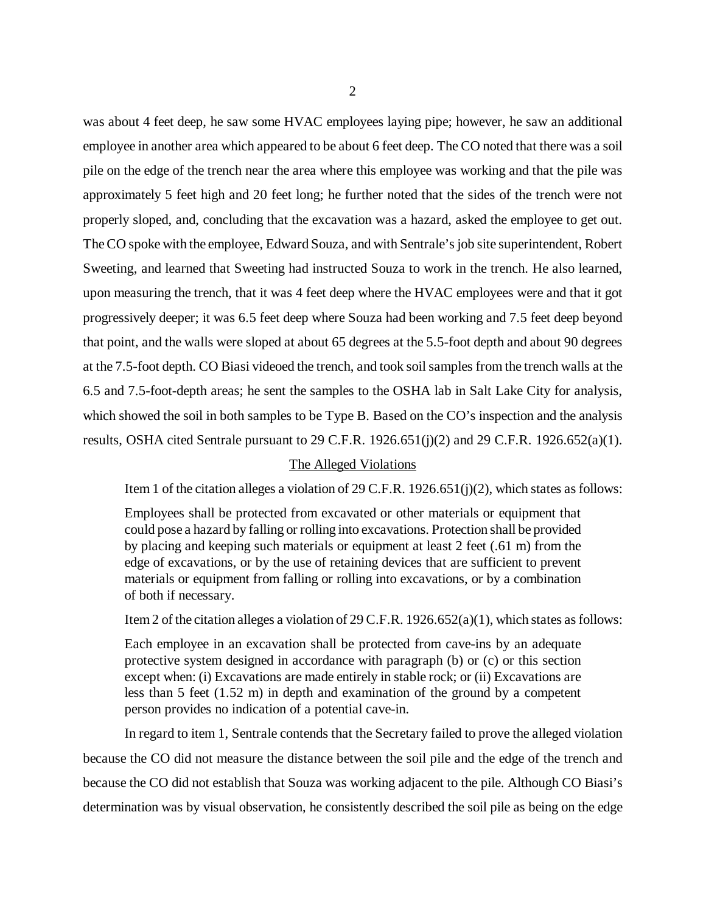was about 4 feet deep, he saw some HVAC employees laying pipe; however, he saw an additional employee in another area which appeared to be about 6 feet deep. The CO noted that there was a soil pile on the edge of the trench near the area where this employee was working and that the pile was approximately 5 feet high and 20 feet long; he further noted that the sides of the trench were not properly sloped, and, concluding that the excavation was a hazard, asked the employee to get out. The CO spoke with the employee, Edward Souza, and with Sentrale's job site superintendent, Robert Sweeting, and learned that Sweeting had instructed Souza to work in the trench. He also learned, upon measuring the trench, that it was 4 feet deep where the HVAC employees were and that it got progressively deeper; it was 6.5 feet deep where Souza had been working and 7.5 feet deep beyond that point, and the walls were sloped at about 65 degrees at the 5.5-foot depth and about 90 degrees at the 7.5-foot depth. CO Biasi videoed the trench, and took soil samples from the trench walls at the 6.5 and 7.5-foot-depth areas; he sent the samples to the OSHA lab in Salt Lake City for analysis, which showed the soil in both samples to be Type B. Based on the CO's inspection and the analysis results, OSHA cited Sentrale pursuant to 29 C.F.R. 1926.651(j)(2) and 29 C.F.R. 1926.652(a)(1).

## The Alleged Violations

Item 1 of the citation alleges a violation of 29 C.F.R. 1926.651(j)(2), which states as follows:

> Employees shall be protected from excavated or other materials or equipment that could pose a hazard by falling or rolling into excavations. Protection shall be provided by placing and keeping such materials or equipment at least 2 feet (.61 m) from the edge of excavations, or by the use of retaining devices that are sufficient to prevent materials or equipment from falling or rolling into excavations, or by a combination of both if necessary.

Item 2 of the citation alleges a violation of 29 C.F.R. 1926.652(a)(1), which states as follows:

> Each employee in an excavation shall be protected from cave-ins by an adequate protective system designed in accordance with paragraph (b) or (c) or this section except when: (i) Excavations are made entirely in stable rock; or (ii) Excavations are less than 5 feet (1.52 m) in depth and examination of the ground by a competent person provides no indication of a potential cave-in.

In regard to item 1, Sentrale contends that the Secretary failed to prove the alleged violation because the CO did not measure the distance between the soil pile and the edge of the trench and because the CO did not establish that Souza was working adjacent to the pile. Although CO Biasi's determination was by visual observation, he consistently described the soil pile as being on the edge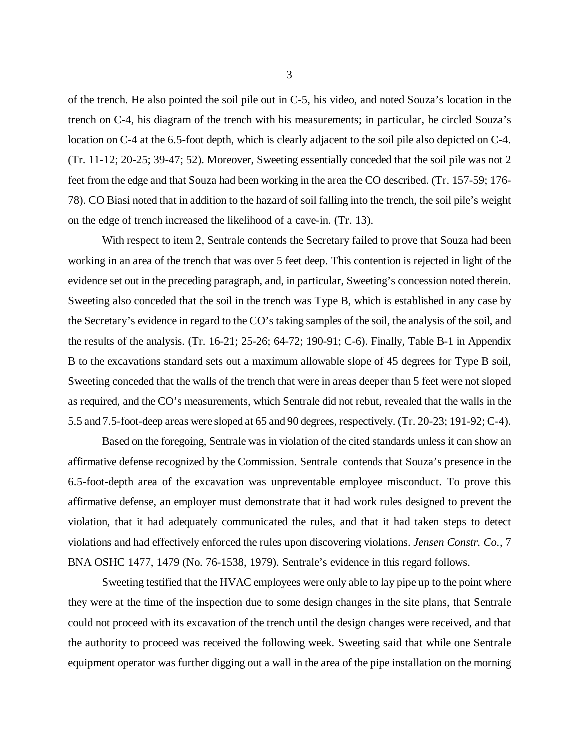of the trench. He also pointed the soil pile out in C-5, his video, and noted Souza's location in the trench on C-4, his diagram of the trench with his measurements; in particular, he circled Souza's location on C-4 at the 6.5-foot depth, which is clearly adjacent to the soil pile also depicted on C-4. (Tr. 11-12; 20-25; 39-47; 52). Moreover, Sweeting essentially conceded that the soil pile was not 2 feet from the edge and that Souza had been working in the area the CO described. (Tr. 157-59; 176-78). CO Biasi noted that in addition to the hazard of soil falling into the trench, the soil pile's weight on the edge of trench increased the likelihood of a cave-in. (Tr. 13).

With respect to item 2, Sentrale contends the Secretary failed to prove that Souza had been working in an area of the trench that was over 5 feet deep. This contention is rejected in light of the evidence set out in the preceding paragraph, and, in particular, Sweeting's concession noted therein. Sweeting also conceded that the soil in the trench was Type B, which is established in any case by the Secretary's evidence in regard to the CO's taking samples of the soil, the analysis of the soil, and the results of the analysis. (Tr. 16-21; 25-26; 64-72; 190-91; C-6). Finally, Table B-1 in Appendix B to the excavations standard sets out a maximum allowable slope of 45 degrees for Type B soil, Sweeting conceded that the walls of the trench that were in areas deeper than 5 feet were not sloped as required, and the CO's measurements, which Sentrale did not rebut, revealed that the walls in the 5.5 and 7.5-foot-deep areas were sloped at 65 and 90 degrees, respectively. (Tr. 20-23; 191-92; C-4).

Based on the foregoing, Sentrale was in violation of the cited standards unless it can show an affirmative defense recognized by the Commission. Sentrale contends that Souza's presence in the 6.5-foot-depth area of the excavation was unpreventable employee misconduct. To prove this affirmative defense, an employer must demonstrate that it had work rules designed to prevent the violation, that it had adequately communicated the rules, and that it had taken steps to detect violations and had effectively enforced the rules upon discovering violations. *Jensen Constr. Co.*, 7 BNA OSHC 1477, 1479 (No. 76-1538, 1979). Sentrale's evidence in this regard follows.

Sweeting testified that the HVAC employees were only able to lay pipe up to the point where they were at the time of the inspection due to some design changes in the site plans, that Sentrale could not proceed with its excavation of the trench until the design changes were received, and that the authority to proceed was received the following week. Sweeting said that while one Sentrale equipment operator was further digging out a wall in the area of the pipe installation on the morning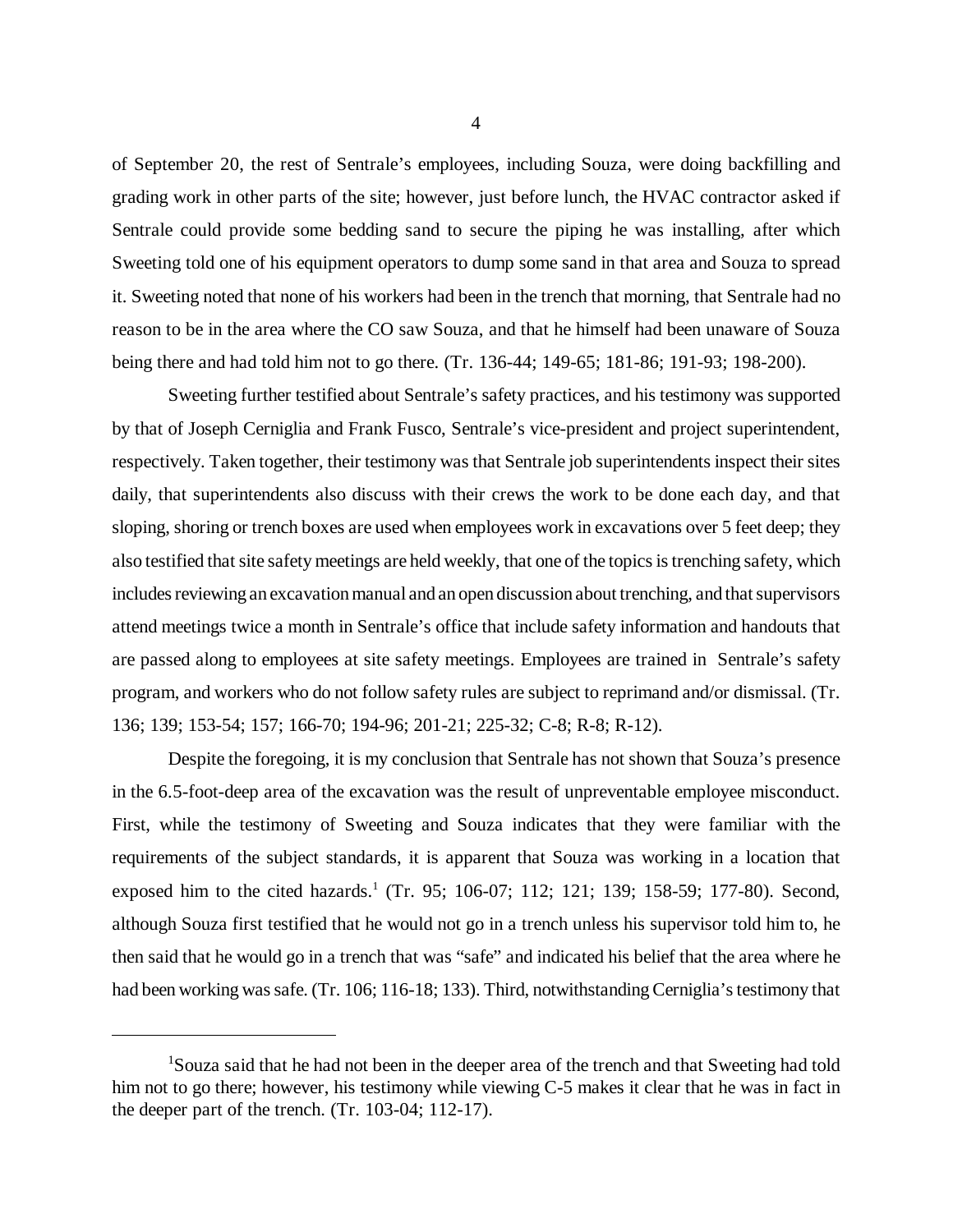of September 20, the rest of Sentrale's employees, including Souza, were doing backfilling and grading work in other parts of the site; however, just before lunch, the HVAC contractor asked if Sentrale could provide some bedding sand to secure the piping he was installing, after which Sweeting told one of his equipment operators to dump some sand in that area and Souza to spread it. Sweeting noted that none of his workers had been in the trench that morning, that Sentrale had no reason to be in the area where the CO saw Souza, and that he himself had been unaware of Souza being there and had told him not to go there. (Tr. 136-44; 149-65; 181-86; 191-93; 198-200).

Sweeting further testified about Sentrale's safety practices, and his testimony was supported by that of Joseph Cerniglia and Frank Fusco, Sentrale's vice-president and project superintendent, respectively. Taken together, their testimony was that Sentrale job superintendents inspect their sites daily, that superintendents also discuss with their crews the work to be done each day, and that sloping, shoring or trench boxes are used when employees work in excavations over 5 feet deep; they also testified that site safety meetings are held weekly, that one of the topics is trenching safety, which includes reviewing an excavation manual and an open discussion about trenching, and that supervisors attend meetings twice a month in Sentrale's office that include safety information and handouts that are passed along to employees at site safety meetings. Employees are trained in Sentrale's safety program, and workers who do not follow safety rules are subject to reprimand and/or dismissal. (Tr. 136; 139; 153-54; 157; 166-70; 194-96; 201-21; 225-32; C-8; R-8; R-12).

Despite the foregoing, it is my conclusion that Sentrale has not shown that Souza's presence in the 6.5-foot-deep area of the excavation was the result of unpreventable employee misconduct. First, while the testimony of Sweeting and Souza indicates that they were familiar with the requirements of the subject standards, it is apparent that Souza was working in a location that exposed him to the cited hazards.[1] (Tr. 95; 106-07; 112; 121; 139; 158-59; 177-80). Second, although Souza first testified that he would not go in a trench unless his supervisor told him to, he then said that he would go in a trench that was "safe" and indicated his belief that the area where he had been working was safe. (Tr. 106; 116-18; 133). Third, notwithstanding Cerniglia's testimony that

[1] Souza said that he had not been in the deeper area of the trench and that Sweeting had told him not to go there; however, his testimony while viewing C-5 makes it clear that he was in fact in the deeper part of the trench. (Tr. 103-04; 112-17).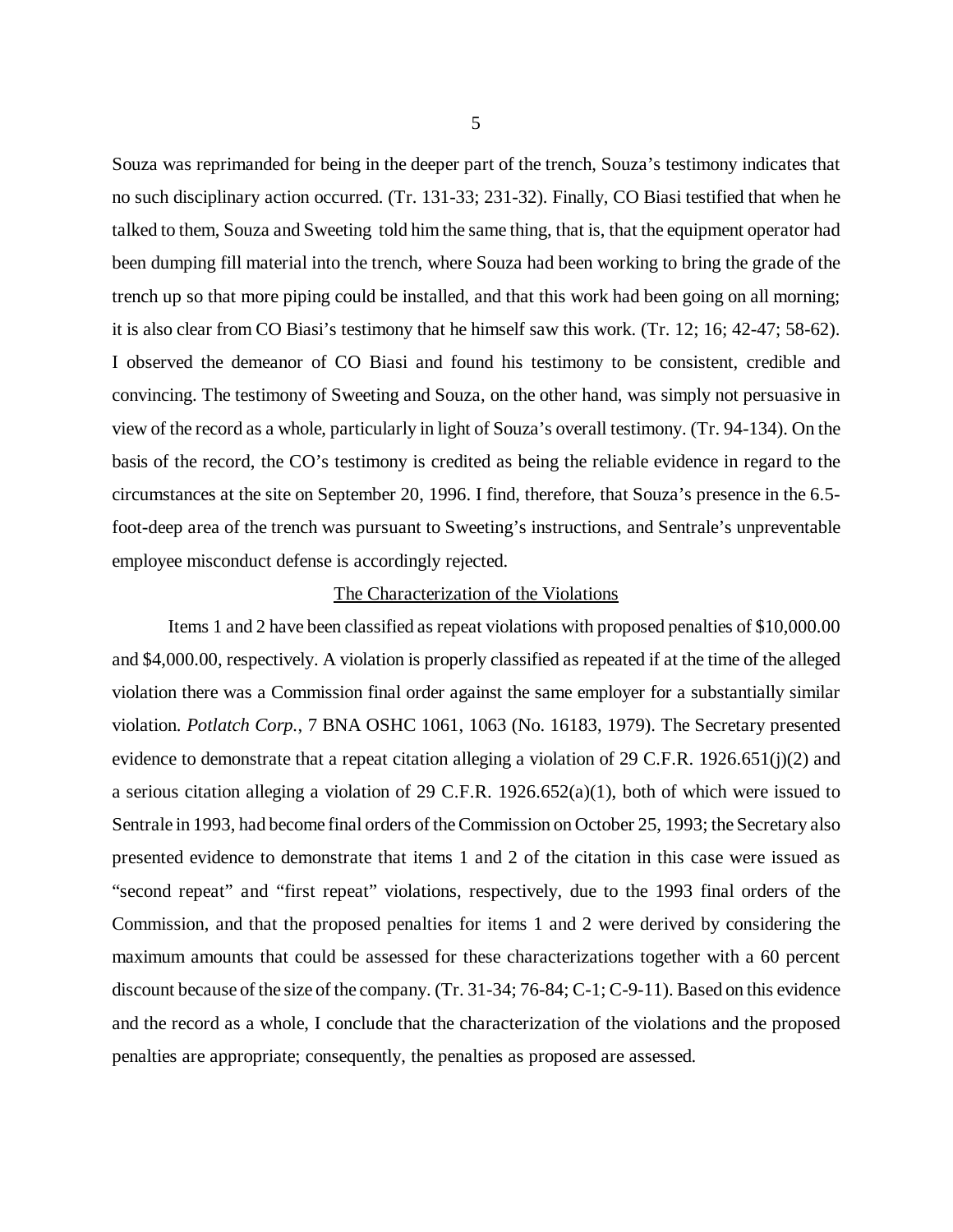Souza was reprimanded for being in the deeper part of the trench, Souza's testimony indicates that no such disciplinary action occurred. (Tr. 131-33; 231-32). Finally, CO Biasi testified that when he talked to them, Souza and Sweeting told him the same thing, that is, that the equipment operator had been dumping fill material into the trench, where Souza had been working to bring the grade of the trench up so that more piping could be installed, and that this work had been going on all morning; it is also clear from CO Biasi's testimony that he himself saw this work. (Tr. 12; 16; 42-47; 58-62). I observed the demeanor of CO Biasi and found his testimony to be consistent, credible and convincing. The testimony of Sweeting and Souza, on the other hand, was simply not persuasive in view of the record as a whole, particularly in light of Souza's overall testimony. (Tr. 94-134). On the basis of the record, the CO's testimony is credited as being the reliable evidence in regard to the circumstances at the site on September 20, 1996. I find, therefore, that Souza's presence in the 6.5-foot-deep area of the trench was pursuant to Sweeting's instructions, and Sentrale's unpreventable employee misconduct defense is accordingly rejected.

## The Characterization of the Violations

Items 1 and 2 have been classified as repeat violations with proposed penalties of $10,000.00 and $4,000.00, respectively. A violation is properly classified as repeated if at the time of the alleged violation there was a Commission final order against the same employer for a substantially similar violation. *Potlatch Corp.*, 7 BNA OSHC 1061, 1063 (No. 16183, 1979). The Secretary presented evidence to demonstrate that a repeat citation alleging a violation of 29 C.F.R. 1926.651(j)(2) and a serious citation alleging a violation of 29 C.F.R. 1926.652(a)(1), both of which were issued to Sentrale in 1993, had become final orders of the Commission on October 25, 1993; the Secretary also presented evidence to demonstrate that items 1 and 2 of the citation in this case were issued as "second repeat" and "first repeat" violations, respectively, due to the 1993 final orders of the Commission, and that the proposed penalties for items 1 and 2 were derived by considering the maximum amounts that could be assessed for these characterizations together with a 60 percent discount because of the size of the company. (Tr. 31-34; 76-84; C-1; C-9-11). Based on this evidence and the record as a whole, I conclude that the characterization of the violations and the proposed penalties are appropriate; consequently, the penalties as proposed are assessed.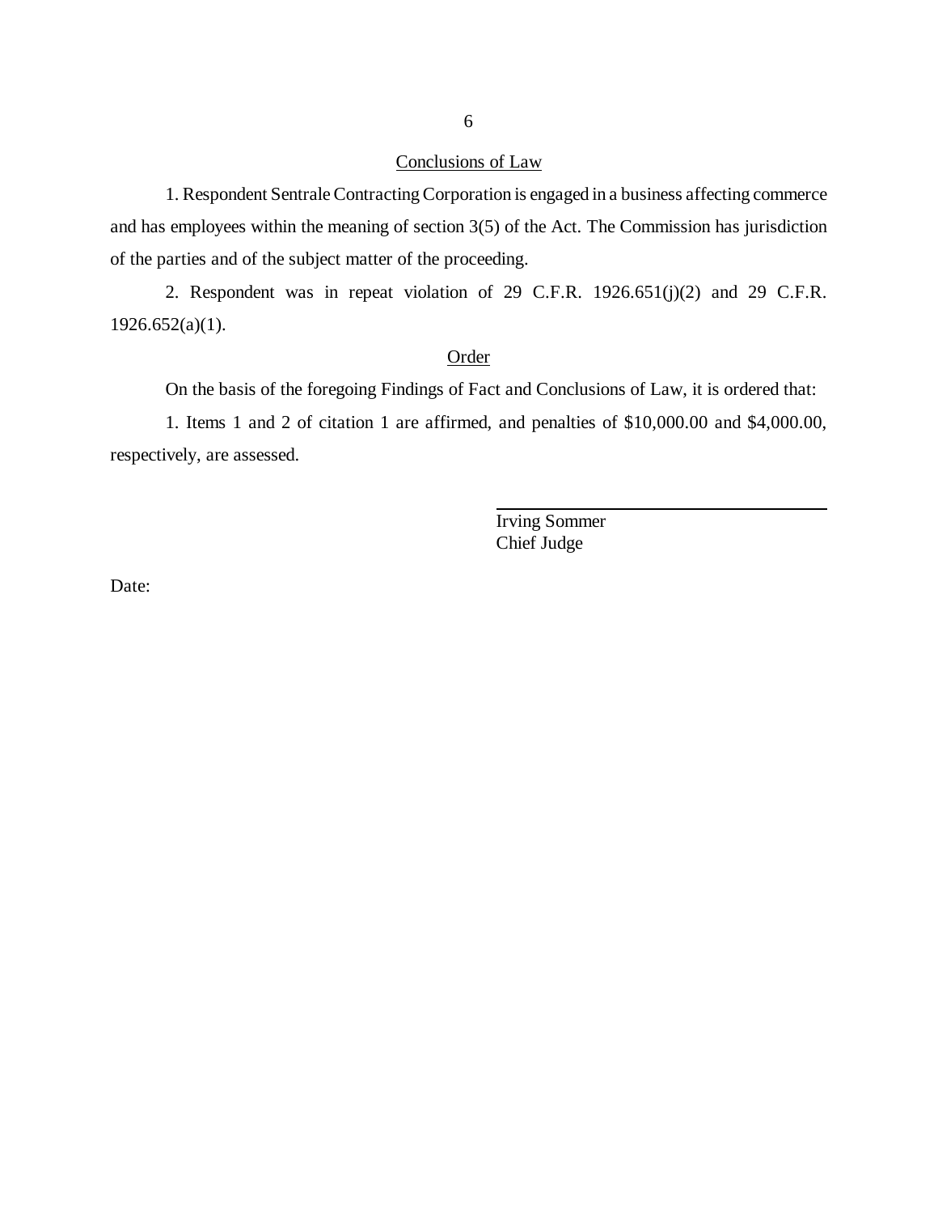## Conclusions of Law

1. Respondent Sentrale Contracting Corporation is engaged in a business affecting commerce and has employees within the meaning of section 3(5) of the Act. The Commission has jurisdiction of the parties and of the subject matter of the proceeding.

2. Respondent was in repeat violation of 29 C.F.R. 1926.651(j)(2) and 29 C.F.R. 1926.652(a)(1).

## Order

On the basis of the foregoing Findings of Fact and Conclusions of Law, it is ordered that:

1. Items 1 and 2 of citation 1 are affirmed, and penalties of $10,000.00 and $4,000.00, respectively, are assessed.

Irving Sommer
Chief Judge

Date: